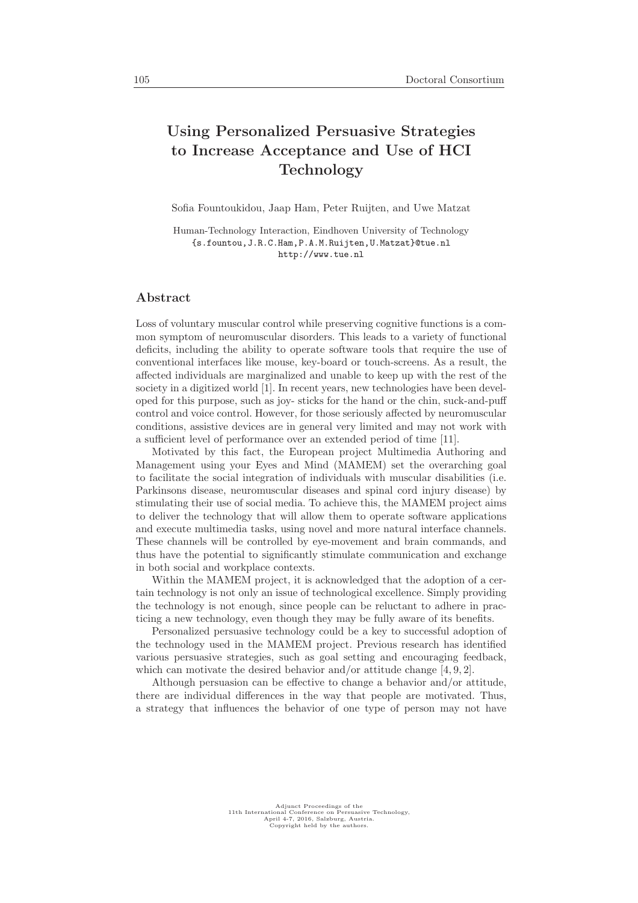# Using Personalized Persuasive Strategies to Increase Acceptance and Use of HCI Technology

Sofia Fountoukidou, Jaap Ham, Peter Ruijten, and Uwe Matzat

Human-Technology Interaction, Eindhoven University of Technology
{s.fountou,J.R.C.Ham,P.A.M.Ruijten,U.Matzat}@tue.nl
http://www.tue.nl

## Abstract

Loss of voluntary muscular control while preserving cognitive functions is a common symptom of neuromuscular disorders. This leads to a variety of functional deficits, including the ability to operate software tools that require the use of conventional interfaces like mouse, key-board or touch-screens. As a result, the affected individuals are marginalized and unable to keep up with the rest of the society in a digitized world [1]. In recent years, new technologies have been developed for this purpose, such as joy- sticks for the hand or the chin, suck-and-puff control and voice control. However, for those seriously affected by neuromuscular conditions, assistive devices are in general very limited and may not work with a sufficient level of performance over an extended period of time [11].

Motivated by this fact, the European project Multimedia Authoring and Management using your Eyes and Mind (MAMEM) set the overarching goal to facilitate the social integration of individuals with muscular disabilities (i.e. Parkinsons disease, neuromuscular diseases and spinal cord injury disease) by stimulating their use of social media. To achieve this, the MAMEM project aims to deliver the technology that will allow them to operate software applications and execute multimedia tasks, using novel and more natural interface channels. These channels will be controlled by eye-movement and brain commands, and thus have the potential to significantly stimulate communication and exchange in both social and workplace contexts.

Within the MAMEM project, it is acknowledged that the adoption of a certain technology is not only an issue of technological excellence. Simply providing the technology is not enough, since people can be reluctant to adhere in practicing a new technology, even though they may be fully aware of its benefits.

Personalized persuasive technology could be a key to successful adoption of the technology used in the MAMEM project. Previous research has identified various persuasive strategies, such as goal setting and encouraging feedback, which can motivate the desired behavior and/or attitude change [4, 9, 2].

Although persuasion can be effective to change a behavior and/or attitude, there are individual differences in the way that people are motivated. Thus, a strategy that influences the behavior of one type of person may not have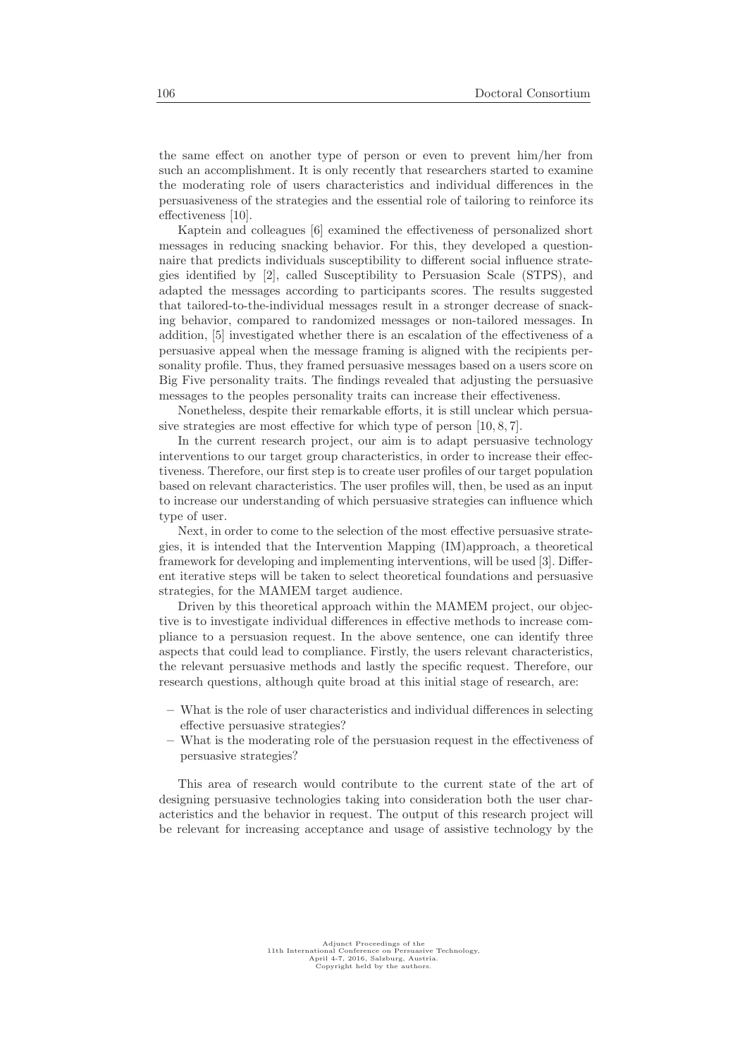the same effect on another type of person or even to prevent him/her from such an accomplishment. It is only recently that researchers started to examine the moderating role of users characteristics and individual differences in the persuasiveness of the strategies and the essential role of tailoring to reinforce its effectiveness [10].

Kaptein and colleagues [6] examined the effectiveness of personalized short messages in reducing snacking behavior. For this, they developed a questionnaire that predicts individuals susceptibility to different social influence strategies identified by [2], called Susceptibility to Persuasion Scale (STPS), and adapted the messages according to participants scores. The results suggested that tailored-to-the-individual messages result in a stronger decrease of snacking behavior, compared to randomized messages or non-tailored messages. In addition, [5] investigated whether there is an escalation of the effectiveness of a persuasive appeal when the message framing is aligned with the recipients personality profile. Thus, they framed persuasive messages based on a users score on Big Five personality traits. The findings revealed that adjusting the persuasive messages to the peoples personality traits can increase their effectiveness.

Nonetheless, despite their remarkable efforts, it is still unclear which persuasive strategies are most effective for which type of person [10, 8, 7].

In the current research project, our aim is to adapt persuasive technology interventions to our target group characteristics, in order to increase their effectiveness. Therefore, our first step is to create user profiles of our target population based on relevant characteristics. The user profiles will, then, be used as an input to increase our understanding of which persuasive strategies can influence which type of user.

Next, in order to come to the selection of the most effective persuasive strategies, it is intended that the Intervention Mapping (IM)approach, a theoretical framework for developing and implementing interventions, will be used [3]. Different iterative steps will be taken to select theoretical foundations and persuasive strategies, for the MAMEM target audience.

Driven by this theoretical approach within the MAMEM project, our objective is to investigate individual differences in effective methods to increase compliance to a persuasion request. In the above sentence, one can identify three aspects that could lead to compliance. Firstly, the users relevant characteristics, the relevant persuasive methods and lastly the specific request. Therefore, our research questions, although quite broad at this initial stage of research, are:

- What is the role of user characteristics and individual differences in selecting effective persuasive strategies?
- What is the moderating role of the persuasion request in the effectiveness of persuasive strategies?

This area of research would contribute to the current state of the art of designing persuasive technologies taking into consideration both the user characteristics and the behavior in request. The output of this research project will be relevant for increasing acceptance and usage of assistive technology by the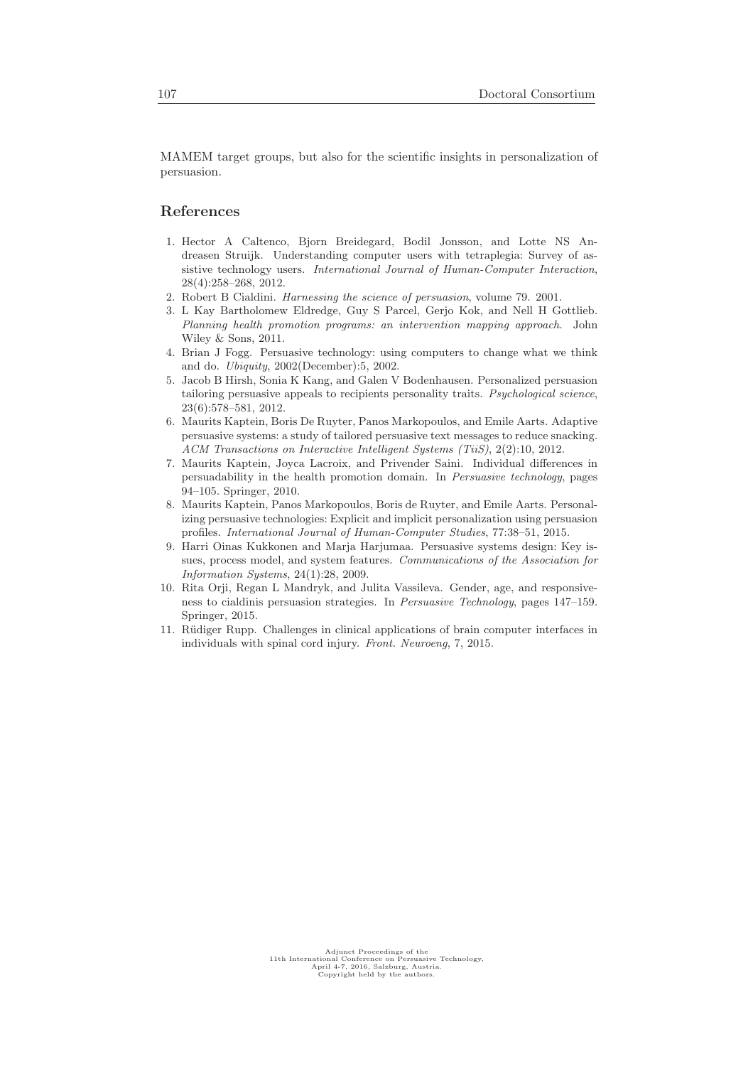MAMEM target groups, but also for the scientific insights in personalization of persuasion.

## References

1. Hector A Caltenco, Bjorn Breidegard, Bodil Jonsson, and Lotte NS Andreasen Struijk. Understanding computer users with tetraplegia: Survey of assistive technology users. *International Journal of Human-Computer Interaction*, 28(4):258–268, 2012.
2. Robert B Cialdini. *Harnessing the science of persuasion*, volume 79. 2001.
3. L Kay Bartholomew Eldredge, Guy S Parcel, Gerjo Kok, and Nell H Gottlieb. *Planning health promotion programs: an intervention mapping approach*. John Wiley & Sons, 2011.
4. Brian J Fogg. Persuasive technology: using computers to change what we think and do. *Ubiquity*, 2002(December):5, 2002.
5. Jacob B Hirsh, Sonia K Kang, and Galen V Bodenhausen. Personalized persuasion tailoring persuasive appeals to recipients personality traits. *Psychological science*, 23(6):578–581, 2012.
6. Maurits Kaptein, Boris De Ruyter, Panos Markopoulos, and Emile Aarts. Adaptive persuasive systems: a study of tailored persuasive text messages to reduce snacking. *ACM Transactions on Interactive Intelligent Systems (TiiS)*, 2(2):10, 2012.
7. Maurits Kaptein, Joyca Lacroix, and Privender Saini. Individual differences in persuadability in the health promotion domain. In *Persuasive technology*, pages 94–105. Springer, 2010.
8. Maurits Kaptein, Panos Markopoulos, Boris de Ruyter, and Emile Aarts. Personalizing persuasive technologies: Explicit and implicit personalization using persuasion profiles. *International Journal of Human-Computer Studies*, 77:38–51, 2015.
9. Harri Oinas Kukkonen and Marja Harjumaa. Persuasive systems design: Key issues, process model, and system features. *Communications of the Association for Information Systems*, 24(1):28, 2009.
10. Rita Orji, Regan L Mandryk, and Julita Vassileva. Gender, age, and responsiveness to cialdinis persuasion strategies. In *Persuasive Technology*, pages 147–159. Springer, 2015.
11. Rüdiger Rupp. Challenges in clinical applications of brain computer interfaces in individuals with spinal cord injury. *Front. Neuroeng*, 7, 2015.